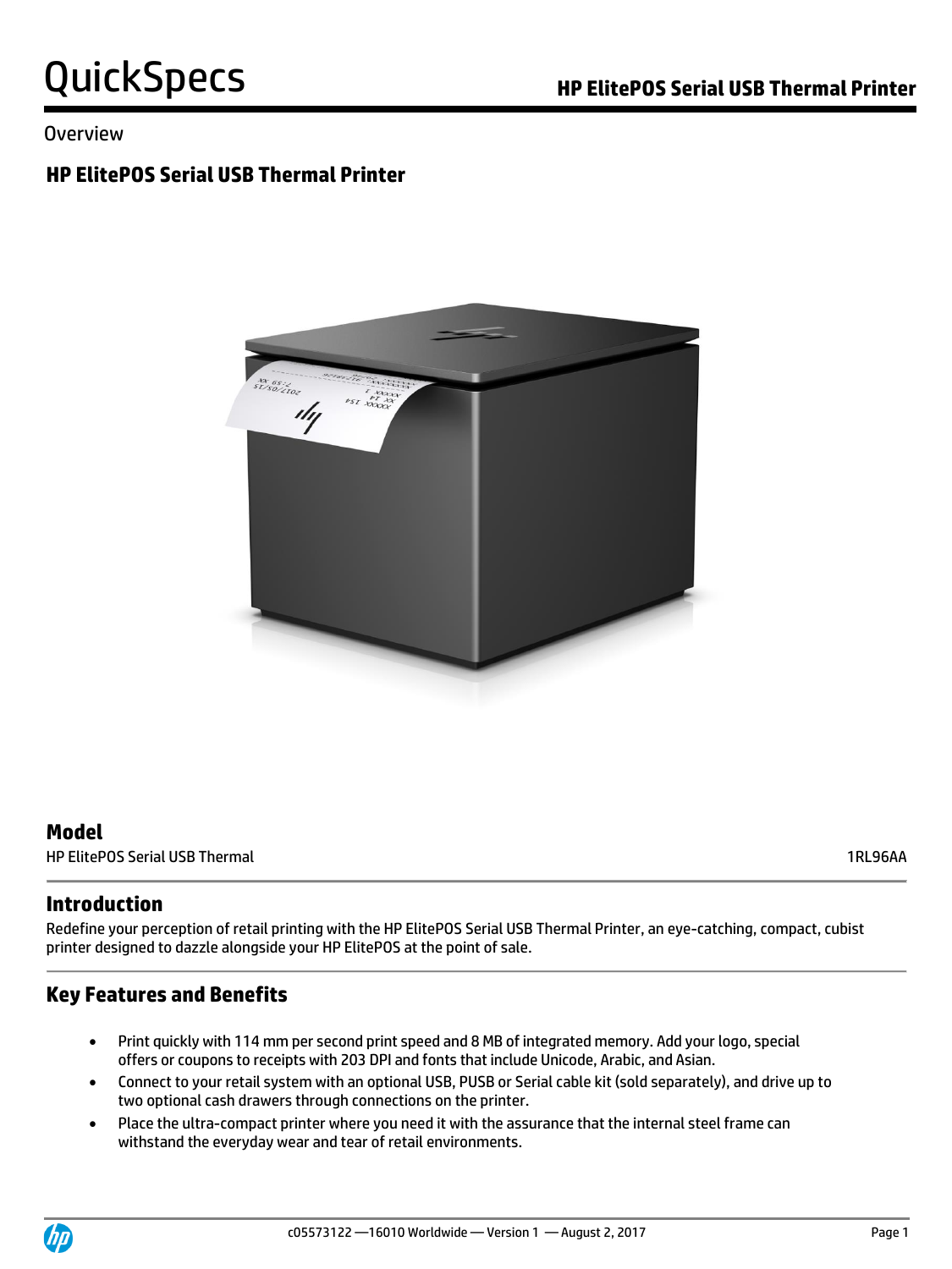# QuickSpecs

Overview

## HP ElitePOS Serial USB Thermal Printer

## Model

| HP ElitePOS Serial USB Thermal | 1RL96AA |
|---|---|

## Introduction

Redefine your perception of retail printing with the HP ElitePOS Serial USB Thermal Printer, an eye-catching, compact, cubist printer designed to dazzle alongside your HP ElitePOS at the point of sale.

## Key Features and Benefits

- Print quickly with 114 mm per second print speed and 8 MB of integrated memory. Add your logo, special offers or coupons to receipts with 203 DPI and fonts that include Unicode, Arabic, and Asian.
- Connect to your retail system with an optional USB, PUSB or Serial cable kit (sold separately), and drive up to two optional cash drawers through connections on the printer.
- Place the ultra-compact printer where you need it with the assurance that the internal steel frame can withstand the everyday wear and tear of retail environments.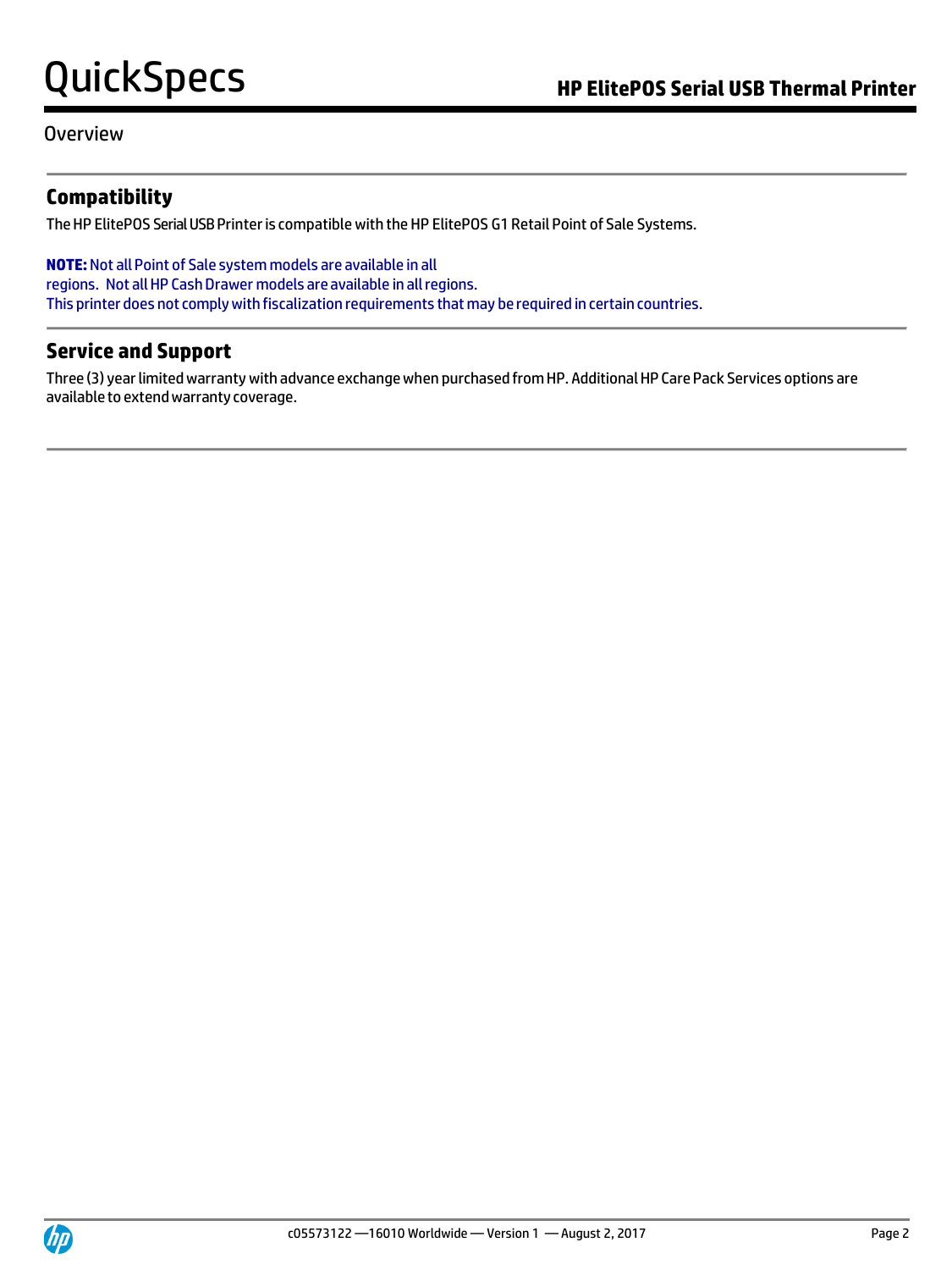Overview

## Compatibility

The HP ElitePOS Serial USB Printer is compatible with the HP ElitePOS G1 Retail Point of Sale Systems.

**NOTE:** Not all Point of Sale system models are available in all regions. Not all HP Cash Drawer models are available in all regions.
This printer does not comply with fiscalization requirements that may be required in certain countries.

## Service and Support

Three (3) year limited warranty with advance exchange when purchased from HP. Additional HP Care Pack Services options are available to extend warranty coverage.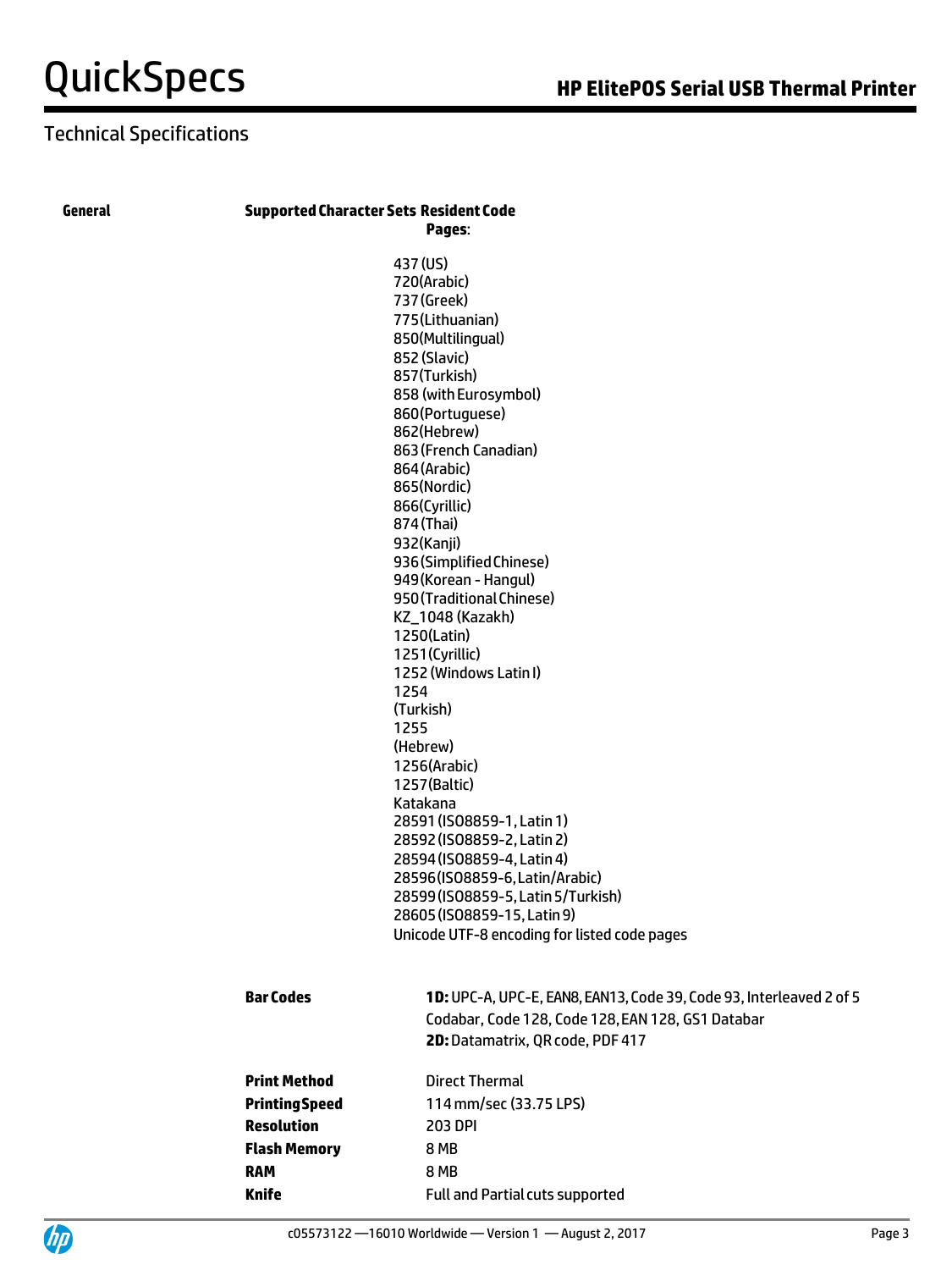## Technical Specifications

| General | | |
|---|---|---|
| | **Supported Character Sets Resident Code Pages**: | 437 (US)<br>720(Arabic)<br>737 (Greek)<br>775(Lithuanian)<br>850(Multilingual)<br>852 (Slavic)<br>857(Turkish)<br>858 (with Eurosymbol)<br>860(Portuguese)<br>862(Hebrew)<br>863 (French Canadian)<br>864 (Arabic)<br>865(Nordic)<br>866(Cyrillic)<br>874 (Thai)<br>932(Kanji)<br>936 (Simplified Chinese)<br>949 (Korean - Hangul)<br>950 (Traditional Chinese)<br>KZ_1048 (Kazakh)<br>1250(Latin)<br>1251 (Cyrillic)<br>1252 (Windows Latin I)<br>1254<br>(Turkish)<br>1255<br>(Hebrew)<br>1256(Arabic)<br>1257(Baltic)<br>Katakana<br>28591 (ISO8859-1, Latin 1)<br>28592 (ISO8859-2, Latin 2)<br>28594 (ISO8859-4, Latin 4)<br>28596(ISO8859-6, Latin/Arabic)<br>28599 (ISO8859-5, Latin 5/Turkish)<br>28605 (ISO8859-15, Latin 9)<br>Unicode UTF-8 encoding for listed code pages |
| | **Bar Codes** | **1D:** UPC-A, UPC-E, EAN8, EAN13, Code 39, Code 93, Interleaved 2 of 5 Codabar, Code 128, Code 128, EAN 128, GS1 Databar<br>**2D:** Datamatrix, QR code, PDF 417 |
| | **Print Method** | Direct Thermal |
| | **Printing Speed** | 114 mm/sec (33.75 LPS) |
| | **Resolution** | 203 DPI |
| | **Flash Memory** | 8 MB |
| | **RAM** | 8 MB |
| | **Knife** | Full and Partial cuts supported |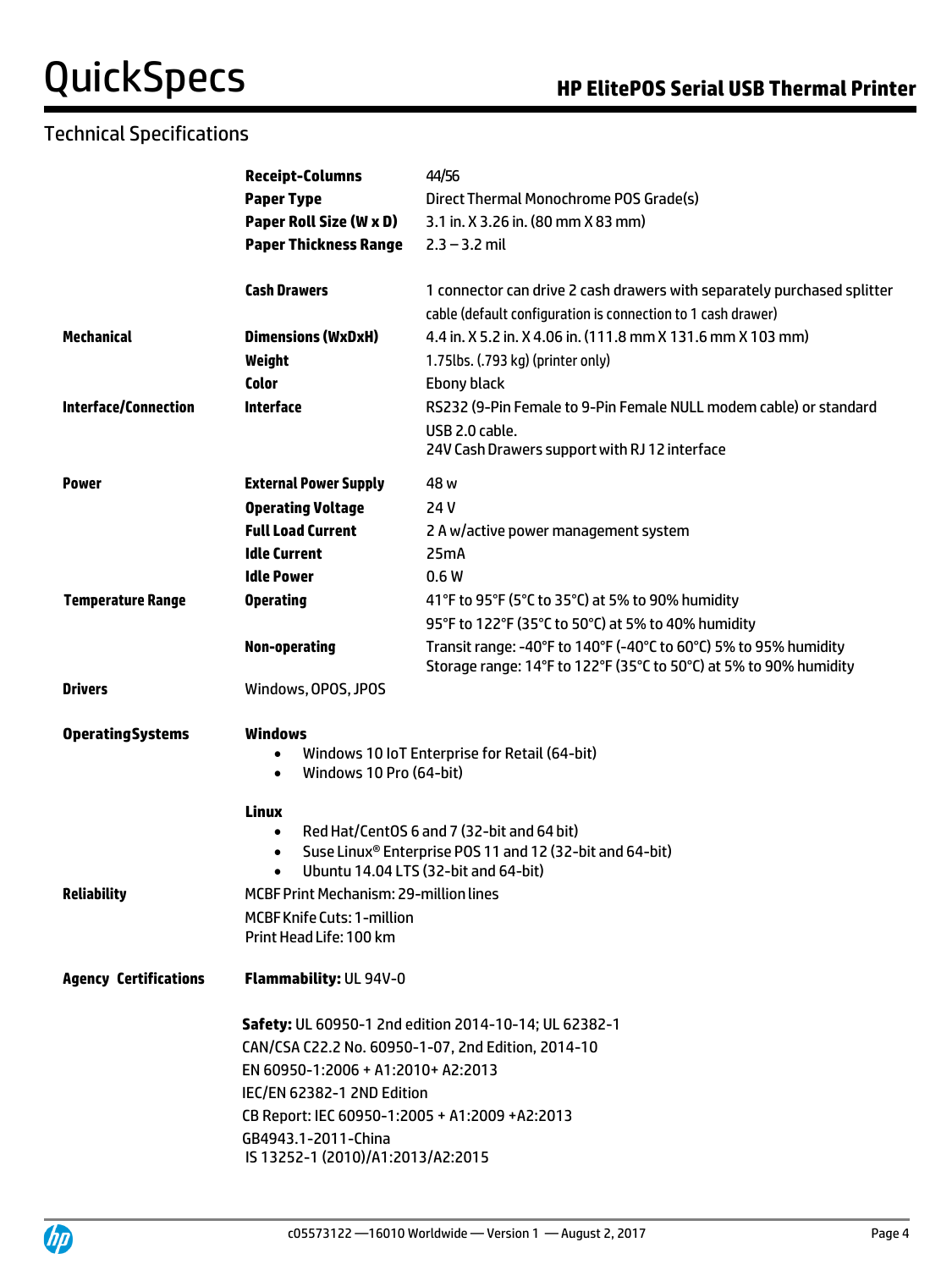## Technical Specifications

| | | |
|---|---|---|
| | **Receipt-Columns** | 44/56 |
| | **Paper Type** | Direct Thermal Monochrome POS Grade(s) |
| | **Paper Roll Size (W x D)** | 3.1 in. X 3.26 in. (80 mm X 83 mm) |
| | **Paper Thickness Range** | 2.3 – 3.2 mil |
| | **Cash Drawers** | 1 connector can drive 2 cash drawers with separately purchased splitter cable (default configuration is connection to 1 cash drawer) |
| **Mechanical** | **Dimensions (WxDxH)** | 4.4 in. X 5.2 in. X 4.06 in. (111.8 mm X 131.6 mm X 103 mm) |
| | **Weight** | 1.75lbs. (.793 kg) (printer only) |
| | **Color** | Ebony black |
| **Interface/Connection** | **Interface** | RS232 (9-Pin Female to 9-Pin Female NULL modem cable) or standard USB 2.0 cable.<br>24V Cash Drawers support with RJ 12 interface |
| **Power** | **External Power Supply** | 48 w |
| | **Operating Voltage** | 24 V |
| | **Full Load Current** | 2 A w/active power management system |
| | **Idle Current** | 25mA |
| | **Idle Power** | 0.6 W |
| **Temperature Range** | **Operating** | 41°F to 95°F (5°C to 35°C) at 5% to 90% humidity<br>95°F to 122°F (35°C to 50°C) at 5% to 40% humidity |
| | **Non-operating** | Transit range: -40°F to 140°F (-40°C to 60°C) 5% to 95% humidity<br>Storage range: 14°F to 122°F (35°C to 50°C) at 5% to 90% humidity |
| **Drivers** | Windows, OPOS, JPOS | |

**OperatingSystems**

**Windows**

- Windows 10 IoT Enterprise for Retail (64-bit)
- Windows 10 Pro (64-bit)

**Linux**

- Red Hat/CentOS 6 and 7 (32-bit and 64 bit)
- Suse Linux® Enterprise POS 11 and 12 (32-bit and 64-bit)
- Ubuntu 14.04 LTS (32-bit and 64-bit)

**Reliability**

MCBF Print Mechanism: 29-million lines

MCBF Knife Cuts: 1-million

Print Head Life: 100 km

**Agency Certifications**

**Flammability:** UL 94V-0

**Safety:** UL 60950-1 2nd edition 2014-10-14; UL 62382-1

CAN/CSA C22.2 No. 60950-1-07, 2nd Edition, 2014-10

EN 60950-1:2006 + A1:2010+ A2:2013

IEC/EN 62382-1 2ND Edition

CB Report: IEC 60950-1:2005 + A1:2009 +A2:2013

GB4943.1-2011-China

IS 13252-1 (2010)/A1:2013/A2:2015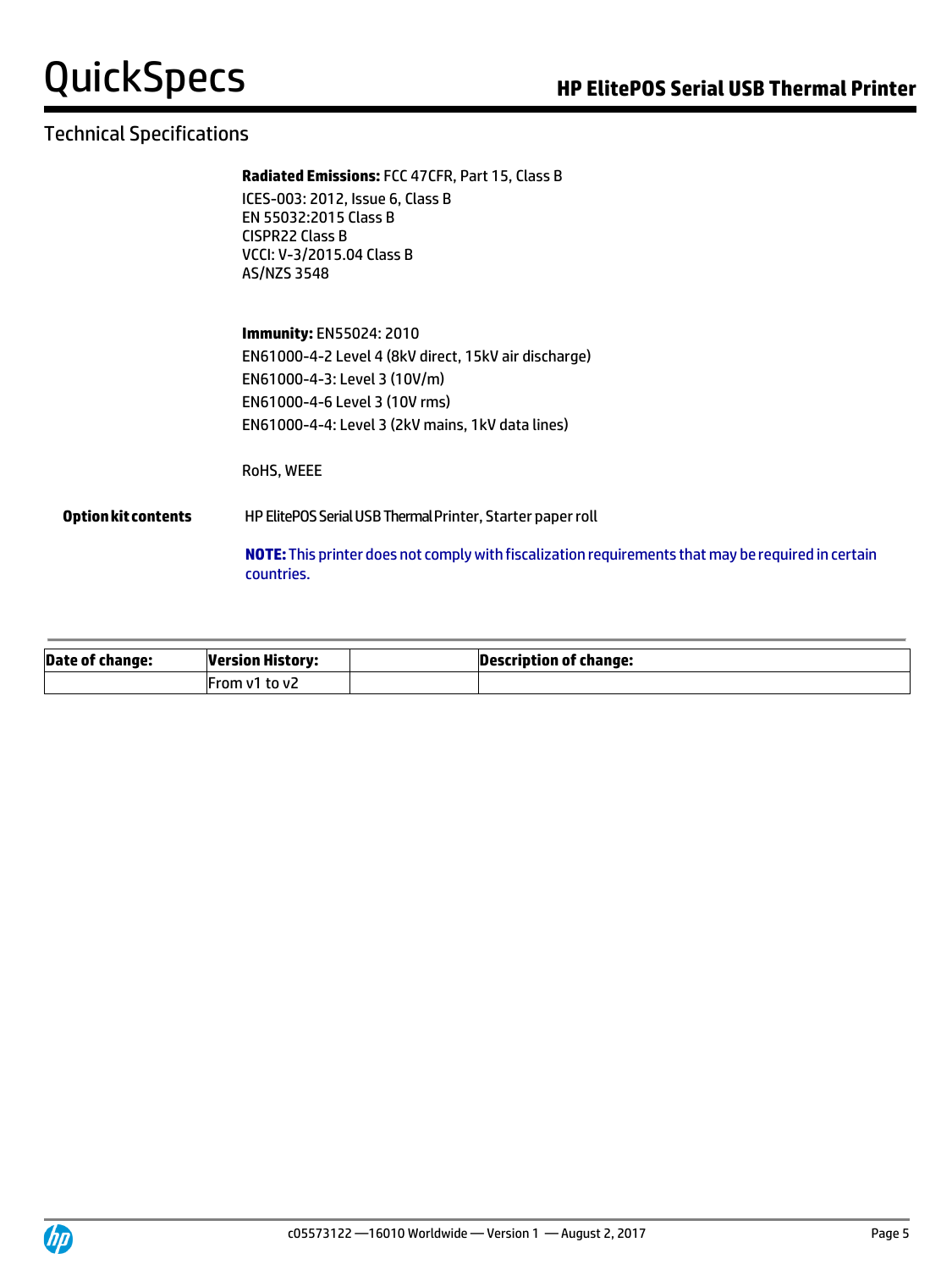## Technical Specifications

**Radiated Emissions:** FCC 47CFR, Part 15, Class B
ICES-003: 2012, Issue 6, Class B
EN 55032:2015 Class B
CISPR22 Class B
VCCI: V-3/2015.04 Class B
AS/NZS 3548

**Immunity:** EN55024: 2010
EN61000-4-2 Level 4 (8kV direct, 15kV air discharge)
EN61000-4-3: Level 3 (10V/m)
EN61000-4-6 Level 3 (10V rms)
EN61000-4-4: Level 3 (2kV mains, 1kV data lines)

RoHS, WEEE

**Option kit contents** HP ElitePOS Serial USB Thermal Printer, Starter paper roll

**NOTE:** This printer does not comply with fiscalization requirements that may be required in certain countries.

| Date of change: | Version History: | | Description of change: |
|---|---|---|---|
| | From v1 to v2 | | |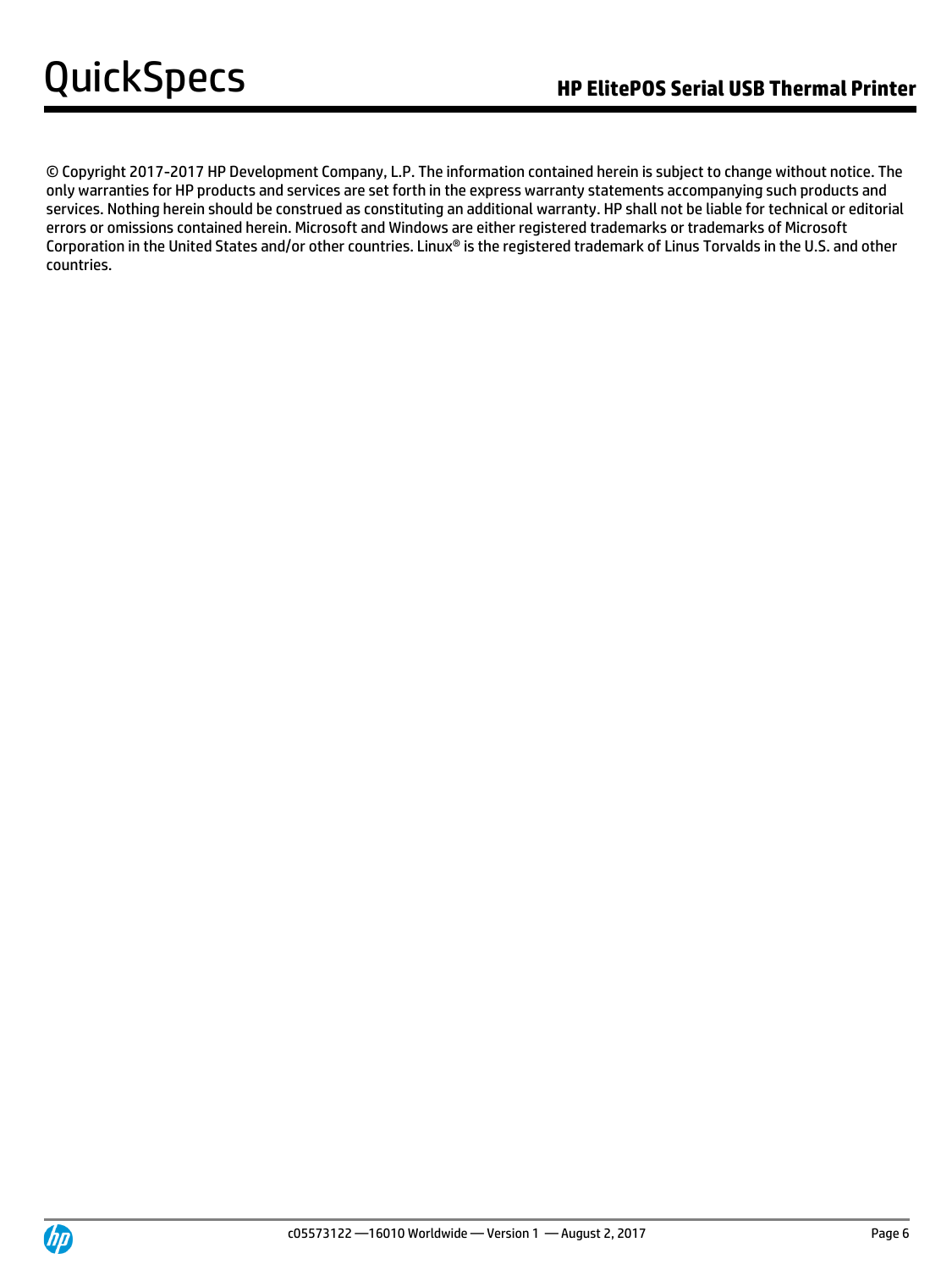© Copyright 2017-2017 HP Development Company, L.P. The information contained herein is subject to change without notice. The only warranties for HP products and services are set forth in the express warranty statements accompanying such products and services. Nothing herein should be construed as constituting an additional warranty. HP shall not be liable for technical or editorial errors or omissions contained herein. Microsoft and Windows are either registered trademarks or trademarks of Microsoft Corporation in the United States and/or other countries. Linux® is the registered trademark of Linus Torvalds in the U.S. and other countries.